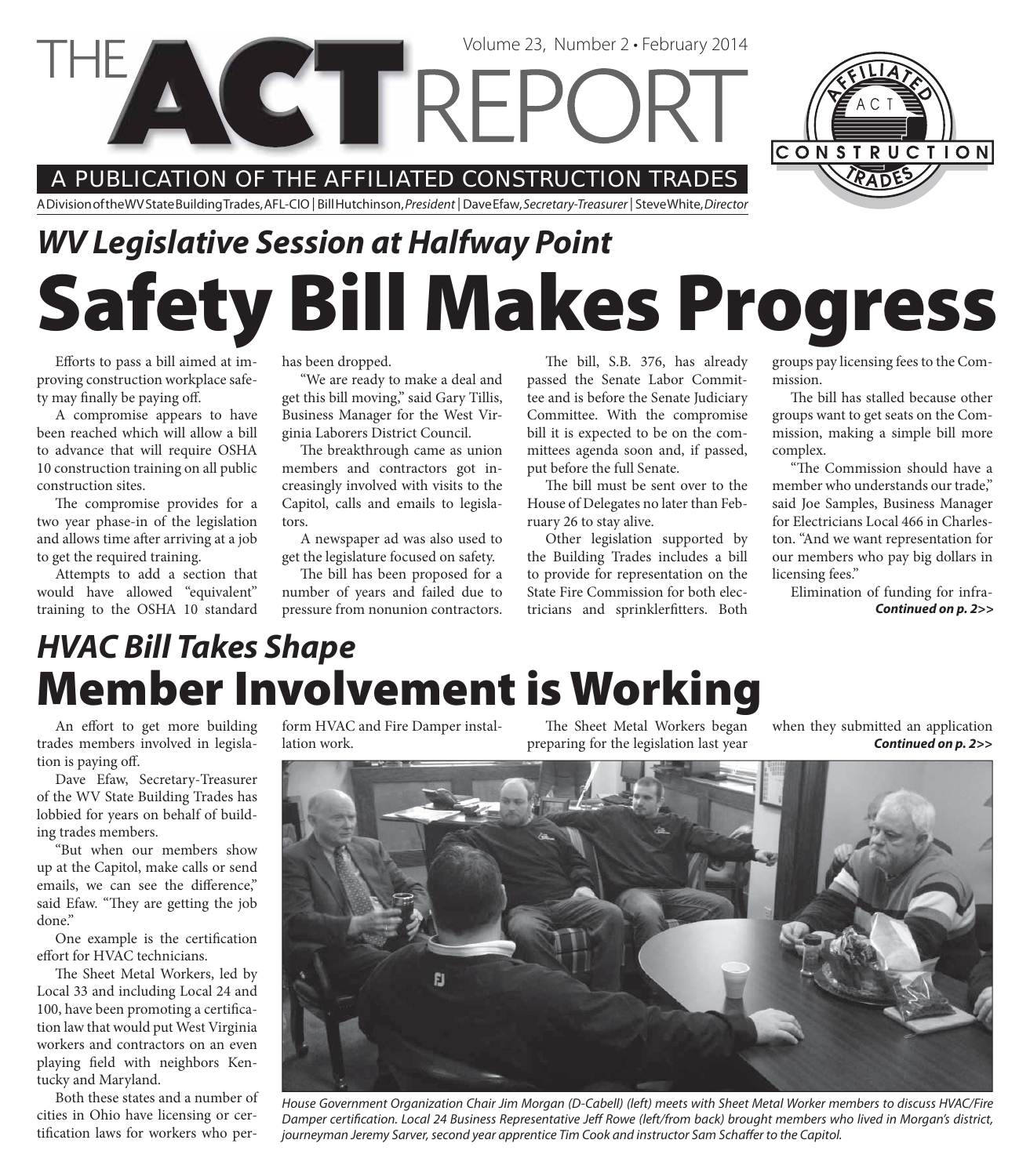# THE ACT REPORT

Volume 23, Number 2 • February 2014

A PUBLICATION OF THE AFFILIATED CONSTRUCTION TRADES

A Division of the WV State Building Trades, AFL-CIO | Bill Hutchinson, *President* | Dave Efaw, *Secretary-Treasurer* | Steve White, *Director*

## *WV Legislative Session at Halfway Point*

# Safety Bill Makes Progress

Efforts to pass a bill aimed at improving construction workplace safety may finally be paying off.

A compromise appears to have been reached which will allow a bill to advance that will require OSHA 10 construction training on all public construction sites.

The compromise provides for a two year phase-in of the legislation and allows time after arriving at a job to get the required training.

Attempts to add a section that would have allowed "equivalent" training to the OSHA 10 standard has been dropped.

"We are ready to make a deal and get this bill moving," said Gary Tillis, Business Manager for the West Virginia Laborers District Council.

The breakthrough came as union members and contractors got increasingly involved with visits to the Capitol, calls and emails to legislators.

A newspaper ad was also used to get the legislature focused on safety.

The bill has been proposed for a number of years and failed due to pressure from nonunion contractors.

The bill, S.B. 376, has already passed the Senate Labor Committee and is before the Senate Judiciary Committee. With the compromise bill it is expected to be on the committees agenda soon and, if passed, put before the full Senate.

The bill must be sent over to the House of Delegates no later than February 26 to stay alive.

Other legislation supported by the Building Trades includes a bill to provide for representation on the State Fire Commission for both electricians and sprinklerfitters. Both groups pay licensing fees to the Commission.

The bill has stalled because other groups want to get seats on the Commission, making a simple bill more complex.

"The Commission should have a member who understands our trade," said Joe Samples, Business Manager for Electricians Local 466 in Charleston. "And we want representation for our members who pay big dollars in licensing fees."

Elimination of funding for infra-

***Continued on p. 2>>***

## *HVAC Bill Takes Shape*

# Member Involvement is Working

An effort to get more building trades members involved in legislation is paying off.

Dave Efaw, Secretary-Treasurer of the WV State Building Trades has lobbied for years on behalf of building trades members.

"But when our members show up at the Capitol, make calls or send emails, we can see the difference," said Efaw. "They are getting the job done."

One example is the certification effort for HVAC technicians.

The Sheet Metal Workers, led by Local 33 and including Local 24 and 100, have been promoting a certification law that would put West Virginia workers and contractors on an even playing field with neighbors Kentucky and Maryland.

Both these states and a number of cities in Ohio have licensing or certification laws for workers who perform HVAC and Fire Damper installation work.

The Sheet Metal Workers began preparing for the legislation last year when they submitted an application

***Continued on p. 2>>***

*House Government Organization Chair Jim Morgan (D-Cabell) (left) meets with Sheet Metal Worker members to discuss HVAC/Fire Damper certification. Local 24 Business Representative Jeff Rowe (left/from back) brought members who lived in Morgan's district, journeyman Jeremy Sarver, second year apprentice Tim Cook and instructor Sam Schaffer to the Capitol.*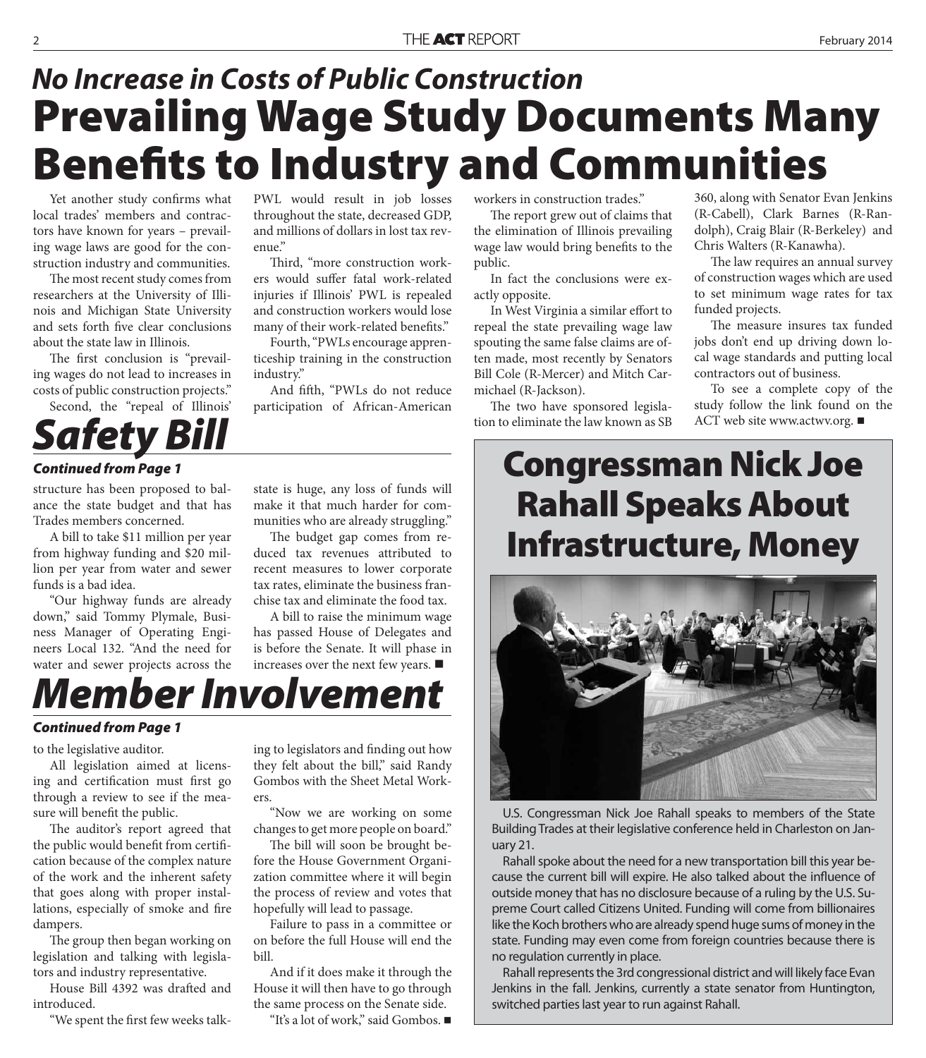## *No Increase in Costs of Public Construction*

# Prevailing Wage Study Documents Many Benefits to Industry and Communities

Yet another study confirms what local trades' members and contractors have known for years – prevailing wage laws are good for the construction industry and communities.

The most recent study comes from researchers at the University of Illinois and Michigan State University and sets forth five clear conclusions about the state law in Illinois.

The first conclusion is "prevailing wages do not lead to increases in costs of public construction projects."

Second, the "repeal of Illinois' PWL would result in job losses throughout the state, decreased GDP, and millions of dollars in lost tax revenue."

Third, "more construction workers would suffer fatal work-related injuries if Illinois' PWL is repealed and construction workers would lose many of their work-related benefits."

Fourth, "PWLs encourage apprenticeship training in the construction industry."

And fifth, "PWLs do not reduce participation of African-American workers in construction trades."

The report grew out of claims that the elimination of Illinois prevailing wage law would bring benefits to the public.

In fact the conclusions were exactly opposite.

In West Virginia a similar effort to repeal the state prevailing wage law spouting the same false claims are often made, most recently by Senators Bill Cole (R-Mercer) and Mitch Carmichael (R-Jackson).

The two have sponsored legislation to eliminate the law known as SB 360, along with Senator Evan Jenkins (R-Cabell), Clark Barnes (R-Randolph), Craig Blair (R-Berkeley) and Chris Walters (R-Kanawha).

The law requires an annual survey of construction wages which are used to set minimum wage rates for tax funded projects.

The measure insures tax funded jobs don't end up driving down local wage standards and putting local contractors out of business.

To see a complete copy of the study follow the link found on the ACT web site www.actwv.org. ■

# *Safety Bill*

***Continued from Page 1***

structure has been proposed to balance the state budget and that has Trades members concerned.

A bill to take $11 million per year from highway funding and $20 million per year from water and sewer funds is a bad idea.

"Our highway funds are already down," said Tommy Plymale, Business Manager of Operating Engineers Local 132. "And the need for water and sewer projects across the state is huge, any loss of funds will make it that much harder for communities who are already struggling."

The budget gap comes from reduced tax revenues attributed to recent measures to lower corporate tax rates, eliminate the business franchise tax and eliminate the food tax.

A bill to raise the minimum wage has passed House of Delegates and is before the Senate. It will phase in increases over the next few years. ■

# *Member Involvement*

***Continued from Page 1***

to the legislative auditor.

All legislation aimed at licensing and certification must first go through a review to see if the measure will benefit the public.

The auditor's report agreed that the public would benefit from certification because of the complex nature of the work and the inherent safety that goes along with proper installations, especially of smoke and fire dampers.

The group then began working on legislation and talking with legislators and industry representative.

House Bill 4392 was drafted and introduced.

"We spent the first few weeks talking to legislators and finding out how they felt about the bill," said Randy Gombos with the Sheet Metal Workers.

"Now we are working on some changes to get more people on board."

The bill will soon be brought before the House Government Organization committee where it will begin the process of review and votes that hopefully will lead to passage.

Failure to pass in a committee or on before the full House will end the bill.

And if it does make it through the House it will then have to go through the same process on the Senate side.

"It's a lot of work," said Gombos. ■

# Congressman Nick Joe Rahall Speaks About Infrastructure, Money

U.S. Congressman Nick Joe Rahall speaks to members of the State Building Trades at their legislative conference held in Charleston on January 21.

Rahall spoke about the need for a new transportation bill this year because the current bill will expire. He also talked about the influence of outside money that has no disclosure because of a ruling by the U.S. Supreme Court called Citizens United. Funding will come from billionaires like the Koch brothers who are already spend huge sums of money in the state. Funding may even come from foreign countries because there is no regulation currently in place.

Rahall represents the 3rd congressional district and will likely face Evan Jenkins in the fall. Jenkins, currently a state senator from Huntington, switched parties last year to run against Rahall.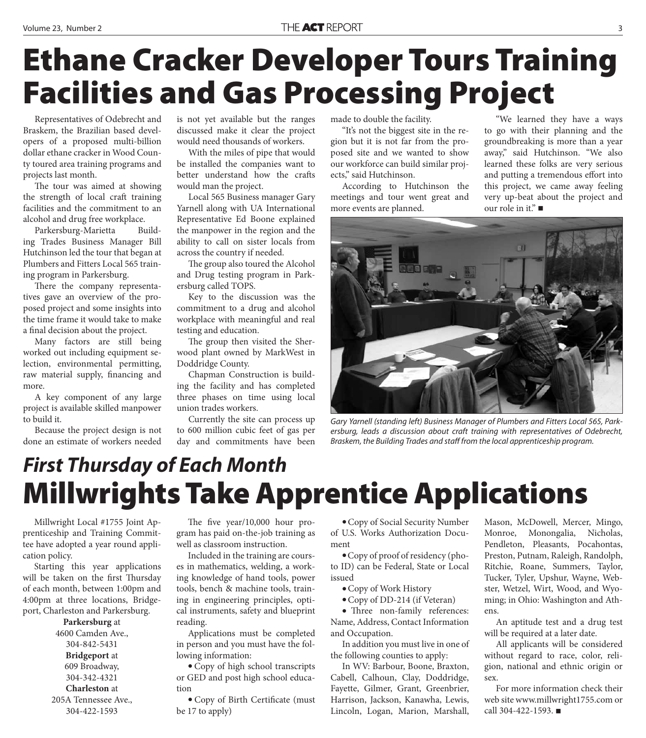# Ethane Cracker Developer Tours Training Facilities and Gas Processing Project

Representatives of Odebrecht and Braskem, the Brazilian based developers of a proposed multi-billion dollar ethane cracker in Wood County toured area training programs and projects last month.

The tour was aimed at showing the strength of local craft training facilities and the commitment to an alcohol and drug free workplace.

Parkersburg-Marietta Building Trades Business Manager Bill Hutchinson led the tour that began at Plumbers and Fitters Local 565 training program in Parkersburg.

There the company representatives gave an overview of the proposed project and some insights into the time frame it would take to make a final decision about the project.

Many factors are still being worked out including equipment selection, environmental permitting, raw material supply, financing and more.

A key component of any large project is available skilled manpower to build it.

Because the project design is not done an estimate of workers needed is not yet available but the ranges discussed make it clear the project would need thousands of workers.

With the miles of pipe that would be installed the companies want to better understand how the crafts would man the project.

Local 565 Business manager Gary Yarnell along with UA International Representative Ed Boone explained the manpower in the region and the ability to call on sister locals from across the country if needed.

The group also toured the Alcohol and Drug testing program in Parkersburg called TOPS.

Key to the discussion was the commitment to a drug and alcohol workplace with meaningful and real testing and education.

The group then visited the Sherwood plant owned by MarkWest in Doddridge County.

Chapman Construction is building the facility and has completed three phases on time using local union trades workers.

Currently the site can process up to 600 million cubic feet of gas per day and commitments have been made to double the facility.

"It's not the biggest site in the region but it is not far from the proposed site and we wanted to show our workforce can build similar projects," said Hutchinson.

According to Hutchinson the meetings and tour went great and more events are planned.

"We learned they have a ways to go with their planning and the groundbreaking is more than a year away," said Hutchinson. "We also learned these folks are very serious and putting a tremendous effort into this project, we came away feeling very up-beat about the project and our role in it." ■

*Gary Yarnell (standing left) Business Manager of Plumbers and Fitters Local 565, Parkersburg, leads a discussion about craft training with representatives of Odebrecht, Braskem, the Building Trades and staff from the local apprenticeship program.*

## *First Thursday of Each Month*

# Millwrights Take Apprentice Applications

Millwright Local #1755 Joint Apprenticeship and Training Committee have adopted a year round application policy.

Starting this year applications will be taken on the first Thursday of each month, between 1:00pm and 4:00pm at three locations, Bridgeport, Charleston and Parkersburg.

**Parkersburg** at
4600 Camden Ave.,
304-842-5431
**Bridgeport** at
609 Broadway,
304-342-4321
**Charleston** at
205A Tennessee Ave.,
304-422-1593

The five year/10,000 hour program has paid on-the-job training as well as classroom instruction.

Included in the training are courses in mathematics, welding, a working knowledge of hand tools, power tools, bench & machine tools, training in engineering principles, optical instruments, safety and blueprint reading.

Applications must be completed in person and you must have the following information:

- Copy of high school transcripts or GED and post high school education
- Copy of Birth Certificate (must be 17 to apply)
- Copy of Social Security Number of U.S. Works Authorization Document
- Copy of proof of residency (photo ID) can be Federal, State or Local issued
- Copy of Work History
- Copy of DD-214 (if Veteran)
- Three non-family references: Name, Address, Contact Information and Occupation.

In addition you must live in one of the following counties to apply:

In WV: Barbour, Boone, Braxton, Cabell, Calhoun, Clay, Doddridge, Fayette, Gilmer, Grant, Greenbrier, Harrison, Jackson, Kanawha, Lewis, Lincoln, Logan, Marion, Marshall, Mason, McDowell, Mercer, Mingo, Monroe, Monongalia, Nicholas, Pendleton, Pleasants, Pocahontas, Preston, Putnam, Raleigh, Randolph, Ritchie, Roane, Summers, Taylor, Tucker, Tyler, Upshur, Wayne, Webster, Wetzel, Wirt, Wood, and Wyoming; in Ohio: Washington and Athens.

An aptitude test and a drug test will be required at a later date.

All applicants will be considered without regard to race, color, religion, national and ethnic origin or sex.

For more information check their web site www.millwright1755.com or call 304-422-1593. ■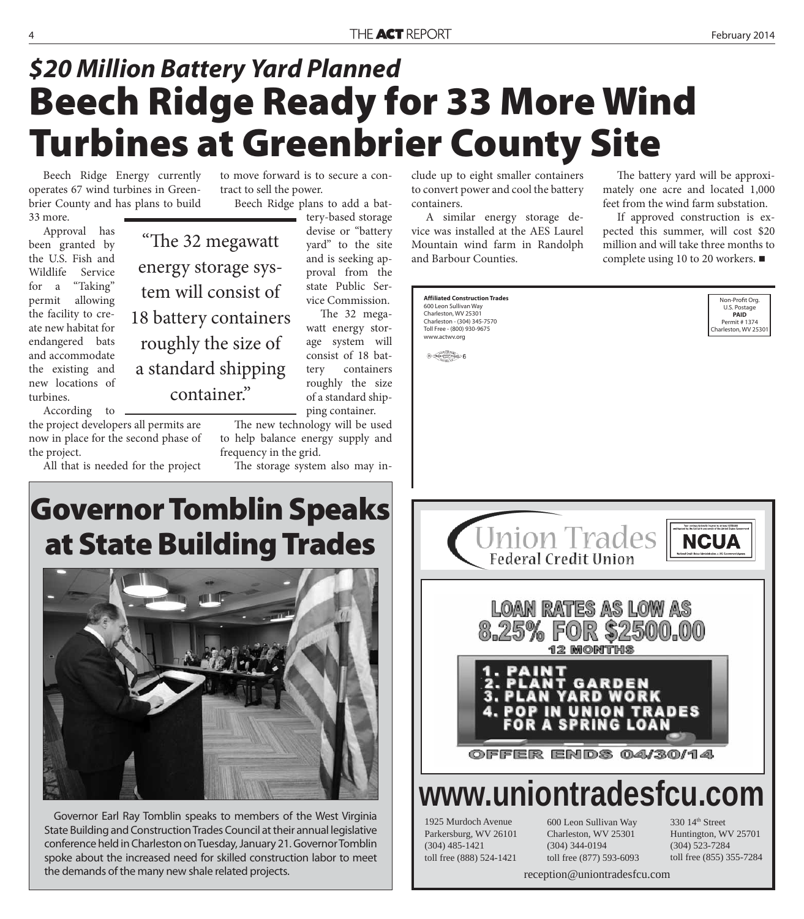*$20 Million Battery Yard Planned*

# Beech Ridge Ready for 33 More Wind Turbines at Greenbrier County Site

Beech Ridge Energy currently operates 67 wind turbines in Greenbrier County and has plans to build 33 more.

Approval has been granted by the U.S. Fish and Wildlife Service for a "Taking" permit allowing the facility to create new habitat for endangered bats and accommodate the existing and new locations of turbines.

According to the project developers all permits are now in place for the second phase of the project.

All that is needed for the project to move forward is to secure a contract to sell the power.

Beech Ridge plans to add a battery-based storage devise or "battery yard" to the site and is seeking approval from the state Public Service Commission.

> "The 32 megawatt energy storage system will consist of 18 battery containers roughly the size of a standard shipping container."

The 32 megawatt energy storage system will consist of 18 battery containers roughly the size of a standard shipping container.

The new technology will be used to help balance energy supply and frequency in the grid.

The storage system also may include up to eight smaller containers to convert power and cool the battery containers.

A similar energy storage device was installed at the AES Laurel Mountain wind farm in Randolph and Barbour Counties.

The battery yard will be approximately one acre and located 1,000 feet from the wind farm substation.

If approved construction is expected this summer, will cost $20 million and will take three months to complete using 10 to 20 workers. ■

**Affiliated Construction Trades**
600 Leon Sullivan Way
Charleston, WV 25301
Charleston - (304) 345-7570
Toll Free - (800) 930-9675
www.actwv.org

Non-Profit Org.
U.S. Postage
**PAID**
Permit # 1374
Charleston, WV 25301

# Governor Tomblin Speaks at State Building Trades

Governor Earl Ray Tomblin speaks to members of the West Virginia State Building and Construction Trades Council at their annual legislative conference held in Charleston on Tuesday, January 21. Governor Tomblin spoke about the increased need for skilled construction labor to meet the demands of the many new shale related projects.

**Union Trades Federal Credit Union**

NCUA

LOAN RATES AS LOW AS 8.25% FOR $2500.00
12 MONTHS

1. PAINT
2. PLANT GARDEN
3. PLAN YARD WORK
4. POP IN UNION TRADES FOR A SPRING LOAN

OFFER ENDS 04/30/14

**www.uniontradesfcu.com**

1925 Murdoch Avenue
Parkersburg, WV 26101
(304) 485-1421
toll free (888) 524-1421

600 Leon Sullivan Way
Charleston, WV 25301
(304) 344-0194
toll free (877) 593-6093

330 14th Street
Huntington, WV 25701
(304) 523-7284
toll free (855) 355-7284

reception@uniontradesfcu.com